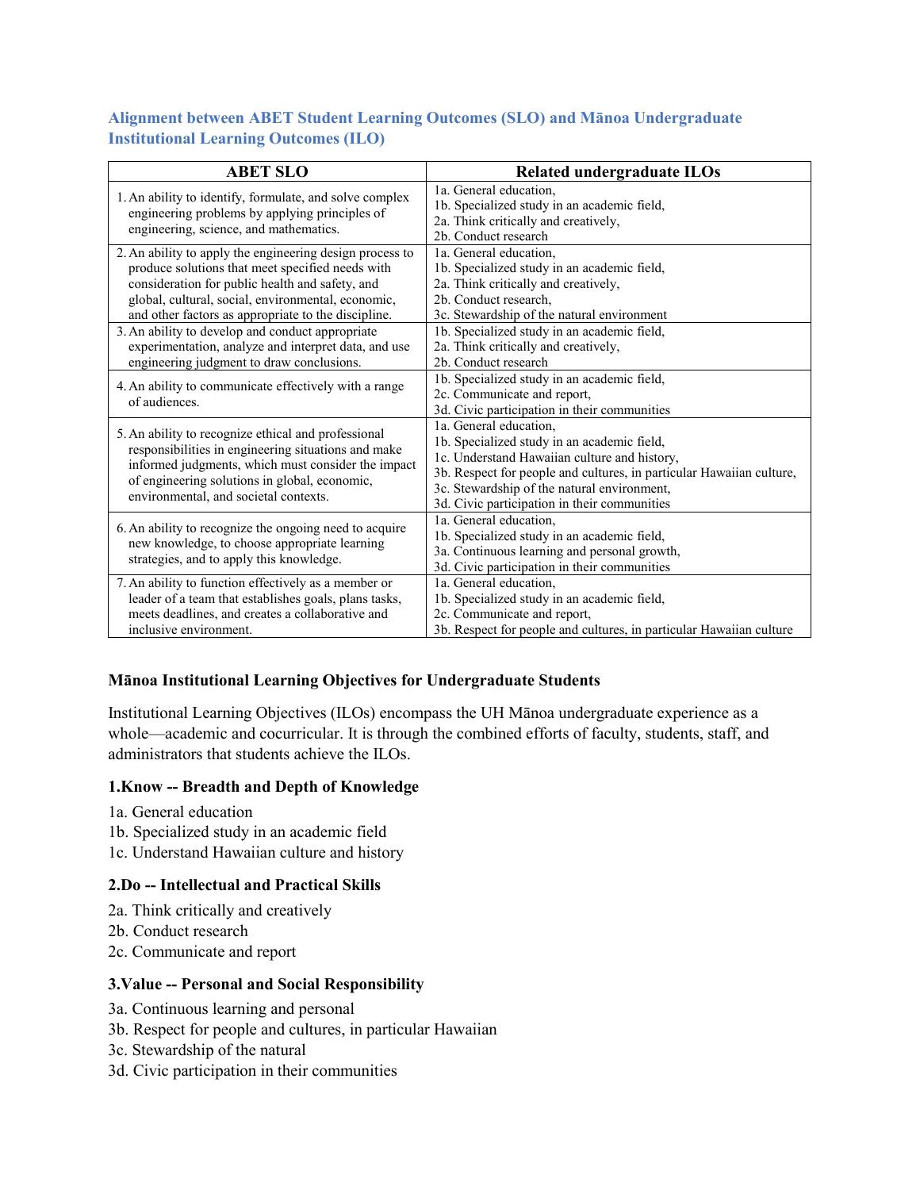## Alignment between ABET Student Learning Outcomes (SLO) and Mānoa Undergraduate Institutional Learning Outcomes (ILO)

| ABET SLO | Related undergraduate ILOs |
|---|---|
| 1. An ability to identify, formulate, and solve complex engineering problems by applying principles of engineering, science, and mathematics. | 1a. General education,<br>1b. Specialized study in an academic field,<br>2a. Think critically and creatively,<br>2b. Conduct research |
| 2. An ability to apply the engineering design process to produce solutions that meet specified needs with consideration for public health and safety, and global, cultural, social, environmental, economic, and other factors as appropriate to the discipline. | 1a. General education,<br>1b. Specialized study in an academic field,<br>2a. Think critically and creatively,<br>2b. Conduct research,<br>3c. Stewardship of the natural environment |
| 3. An ability to develop and conduct appropriate experimentation, analyze and interpret data, and use engineering judgment to draw conclusions. | 1b. Specialized study in an academic field,<br>2a. Think critically and creatively,<br>2b. Conduct research |
| 4. An ability to communicate effectively with a range of audiences. | 1b. Specialized study in an academic field,<br>2c. Communicate and report,<br>3d. Civic participation in their communities |
| 5. An ability to recognize ethical and professional responsibilities in engineering situations and make informed judgments, which must consider the impact of engineering solutions in global, economic, environmental, and societal contexts. | 1a. General education,<br>1b. Specialized study in an academic field,<br>1c. Understand Hawaiian culture and history,<br>3b. Respect for people and cultures, in particular Hawaiian culture,<br>3c. Stewardship of the natural environment,<br>3d. Civic participation in their communities |
| 6. An ability to recognize the ongoing need to acquire new knowledge, to choose appropriate learning strategies, and to apply this knowledge. | 1a. General education,<br>1b. Specialized study in an academic field,<br>3a. Continuous learning and personal growth,<br>3d. Civic participation in their communities |
| 7. An ability to function effectively as a member or leader of a team that establishes goals, plans tasks, meets deadlines, and creates a collaborative and inclusive environment. | 1a. General education,<br>1b. Specialized study in an academic field,<br>2c. Communicate and report,<br>3b. Respect for people and cultures, in particular Hawaiian culture |

### Mānoa Institutional Learning Objectives for Undergraduate Students

Institutional Learning Objectives (ILOs) encompass the UH Mānoa undergraduate experience as a whole—academic and cocurricular. It is through the combined efforts of faculty, students, staff, and administrators that students achieve the ILOs.

#### 1.Know -- Breadth and Depth of Knowledge

1a. General education
1b. Specialized study in an academic field
1c. Understand Hawaiian culture and history

#### 2.Do -- Intellectual and Practical Skills

2a. Think critically and creatively
2b. Conduct research
2c. Communicate and report

#### 3.Value -- Personal and Social Responsibility

3a. Continuous learning and personal
3b. Respect for people and cultures, in particular Hawaiian
3c. Stewardship of the natural
3d. Civic participation in their communities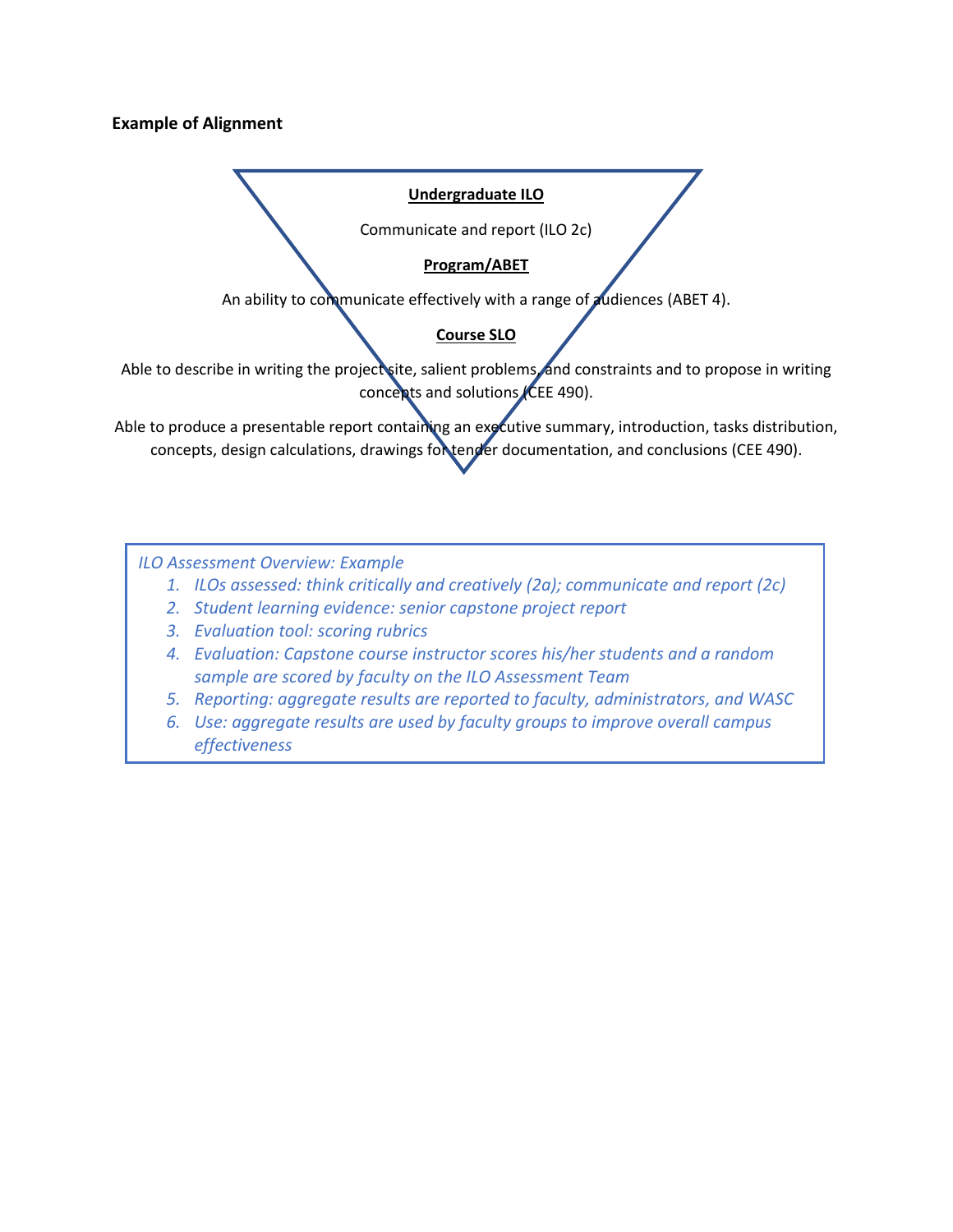**Example of Alignment**

**Undergraduate ILO**

Communicate and report (ILO 2c)

**Program/ABET**

An ability to communicate effectively with a range of audiences (ABET 4).

**Course SLO**

Able to describe in writing the project site, salient problems, and constraints and to propose in writing concepts and solutions (CEE 490).

Able to produce a presentable report containing an executive summary, introduction, tasks distribution, concepts, design calculations, drawings for tender documentation, and conclusions (CEE 490).

*ILO Assessment Overview: Example*

1. *ILOs assessed: think critically and creatively (2a); communicate and report (2c)*
2. *Student learning evidence: senior capstone project report*
3. *Evaluation tool: scoring rubrics*
4. *Evaluation: Capstone course instructor scores his/her students and a random sample are scored by faculty on the ILO Assessment Team*
5. *Reporting: aggregate results are reported to faculty, administrators, and WASC*
6. *Use: aggregate results are used by faculty groups to improve overall campus effectiveness*